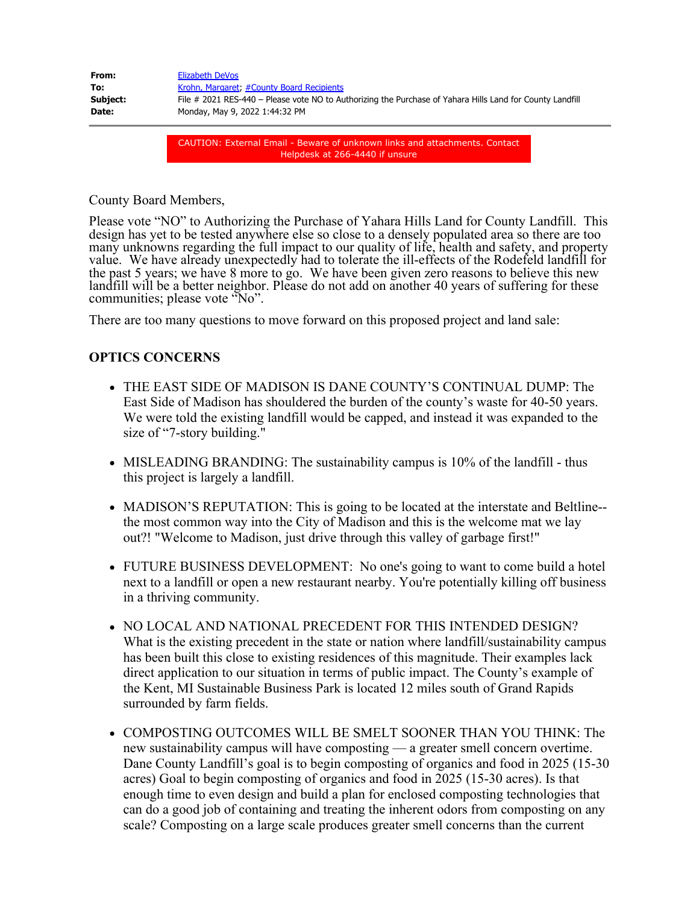| | |
|---|---|
| **From:** | Elizabeth DeVos |
| **To:** | Krohn, Margaret; #County Board Recipients |
| **Subject:** | File # 2021 RES-440 – Please vote NO to Authorizing the Purchase of Yahara Hills Land for County Landfill |
| **Date:** | Monday, May 9, 2022 1:44:32 PM |

CAUTION: External Email - Beware of unknown links and attachments. Contact Helpdesk at 266-4440 if unsure

County Board Members,

Please vote "NO" to Authorizing the Purchase of Yahara Hills Land for County Landfill. This design has yet to be tested anywhere else so close to a densely populated area so there are too many unknowns regarding the full impact to our quality of life, health and safety, and property value. We have already unexpectedly had to tolerate the ill-effects of the Rodefeld landfill for the past 5 years; we have 8 more to go. We have been given zero reasons to believe this new landfill will be a better neighbor. Please do not add on another 40 years of suffering for these communities; please vote "No".

There are too many questions to move forward on this proposed project and land sale:

**OPTICS CONCERNS**

- THE EAST SIDE OF MADISON IS DANE COUNTY'S CONTINUAL DUMP: The East Side of Madison has shouldered the burden of the county's waste for 40-50 years. We were told the existing landfill would be capped, and instead it was expanded to the size of "7-story building."
- MISLEADING BRANDING: The sustainability campus is 10% of the landfill - thus this project is largely a landfill.
- MADISON'S REPUTATION: This is going to be located at the interstate and Beltline-- the most common way into the City of Madison and this is the welcome mat we lay out?! "Welcome to Madison, just drive through this valley of garbage first!"
- FUTURE BUSINESS DEVELOPMENT: No one's going to want to come build a hotel next to a landfill or open a new restaurant nearby. You're potentially killing off business in a thriving community.
- NO LOCAL AND NATIONAL PRECEDENT FOR THIS INTENDED DESIGN? What is the existing precedent in the state or nation where landfill/sustainability campus has been built this close to existing residences of this magnitude. Their examples lack direct application to our situation in terms of public impact. The County's example of the Kent, MI Sustainable Business Park is located 12 miles south of Grand Rapids surrounded by farm fields.
- COMPOSTING OUTCOMES WILL BE SMELT SOONER THAN YOU THINK: The new sustainability campus will have composting — a greater smell concern overtime. Dane County Landfill's goal is to begin composting of organics and food in 2025 (15-30 acres) Goal to begin composting of organics and food in 2025 (15-30 acres). Is that enough time to even design and build a plan for enclosed composting technologies that can do a good job of containing and treating the inherent odors from composting on any scale? Composting on a large scale produces greater smell concerns than the current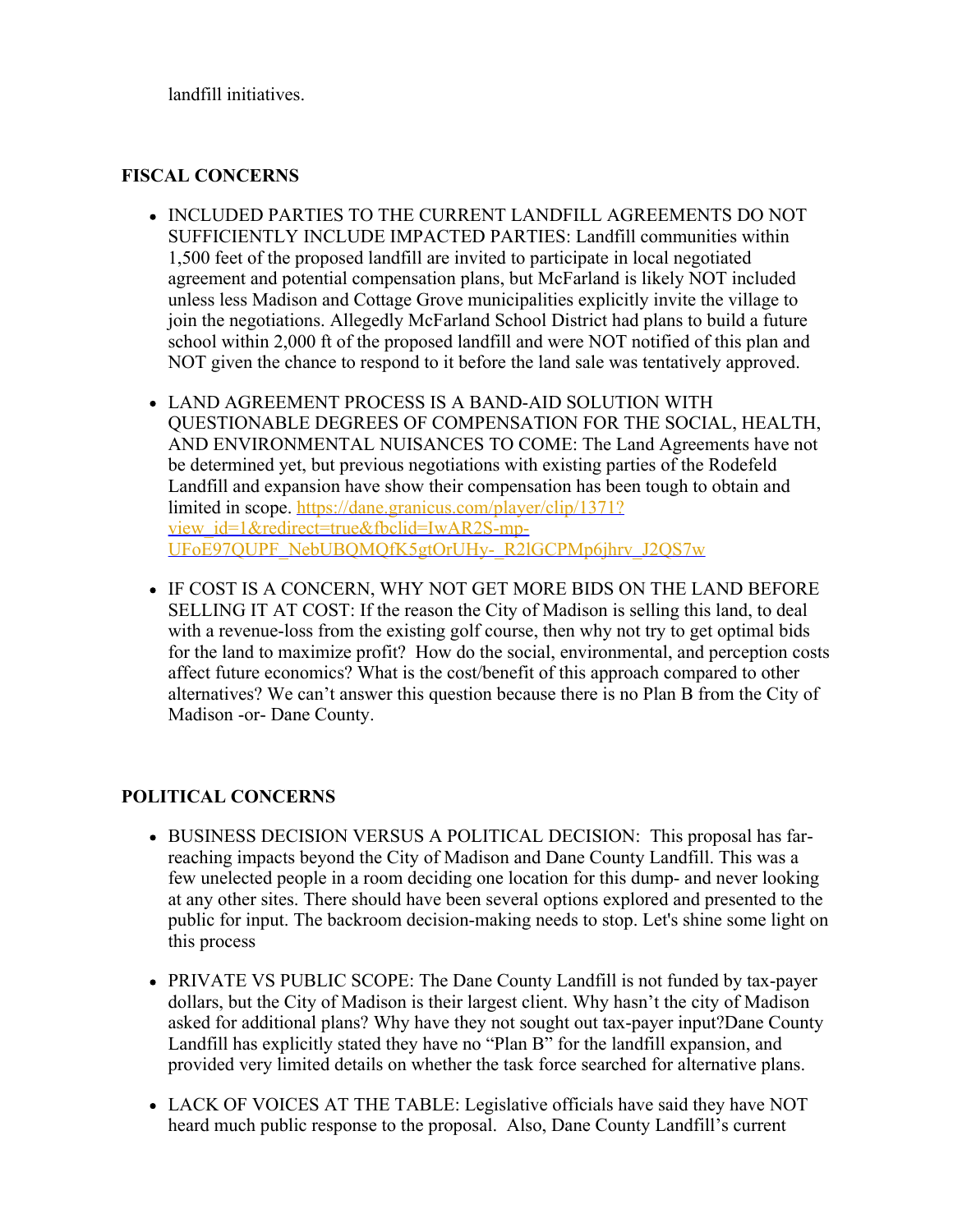landfill initiatives.

### FISCAL CONCERNS

- INCLUDED PARTIES TO THE CURRENT LANDFILL AGREEMENTS DO NOT SUFFICIENTLY INCLUDE IMPACTED PARTIES: Landfill communities within 1,500 feet of the proposed landfill are invited to participate in local negotiated agreement and potential compensation plans, but McFarland is likely NOT included unless less Madison and Cottage Grove municipalities explicitly invite the village to join the negotiations. Allegedly McFarland School District had plans to build a future school within 2,000 ft of the proposed landfill and were NOT notified of this plan and NOT given the chance to respond to it before the land sale was tentatively approved.
- LAND AGREEMENT PROCESS IS A BAND-AID SOLUTION WITH QUESTIONABLE DEGREES OF COMPENSATION FOR THE SOCIAL, HEALTH, AND ENVIRONMENTAL NUISANCES TO COME: The Land Agreements have not be determined yet, but previous negotiations with existing parties of the Rodefeld Landfill and expansion have show their compensation has been tough to obtain and limited in scope. [https://dane.granicus.com/player/clip/1371?view_id=1&redirect=true&fbclid=IwAR2S-mp-UFoE97QUPF_NebUBQMQfK5gtOrUHy-_R2lGCPMp6jhrv_J2QS7w](https://dane.granicus.com/player/clip/1371?view_id=1&redirect=true&fbclid=IwAR2S-mp-UFoE97QUPF_NebUBQMQfK5gtOrUHy-_R2lGCPMp6jhrv_J2QS7w)
- IF COST IS A CONCERN, WHY NOT GET MORE BIDS ON THE LAND BEFORE SELLING IT AT COST: If the reason the City of Madison is selling this land, to deal with a revenue-loss from the existing golf course, then why not try to get optimal bids for the land to maximize profit? How do the social, environmental, and perception costs affect future economics? What is the cost/benefit of this approach compared to other alternatives? We can't answer this question because there is no Plan B from the City of Madison -or- Dane County.

### POLITICAL CONCERNS

- BUSINESS DECISION VERSUS A POLITICAL DECISION: This proposal has far-reaching impacts beyond the City of Madison and Dane County Landfill. This was a few unelected people in a room deciding one location for this dump- and never looking at any other sites. There should have been several options explored and presented to the public for input. The backroom decision-making needs to stop. Let's shine some light on this process
- PRIVATE VS PUBLIC SCOPE: The Dane County Landfill is not funded by tax-payer dollars, but the City of Madison is their largest client. Why hasn't the city of Madison asked for additional plans? Why have they not sought out tax-payer input?Dane County Landfill has explicitly stated they have no "Plan B" for the landfill expansion, and provided very limited details on whether the task force searched for alternative plans.
- LACK OF VOICES AT THE TABLE: Legislative officials have said they have NOT heard much public response to the proposal. Also, Dane County Landfill's current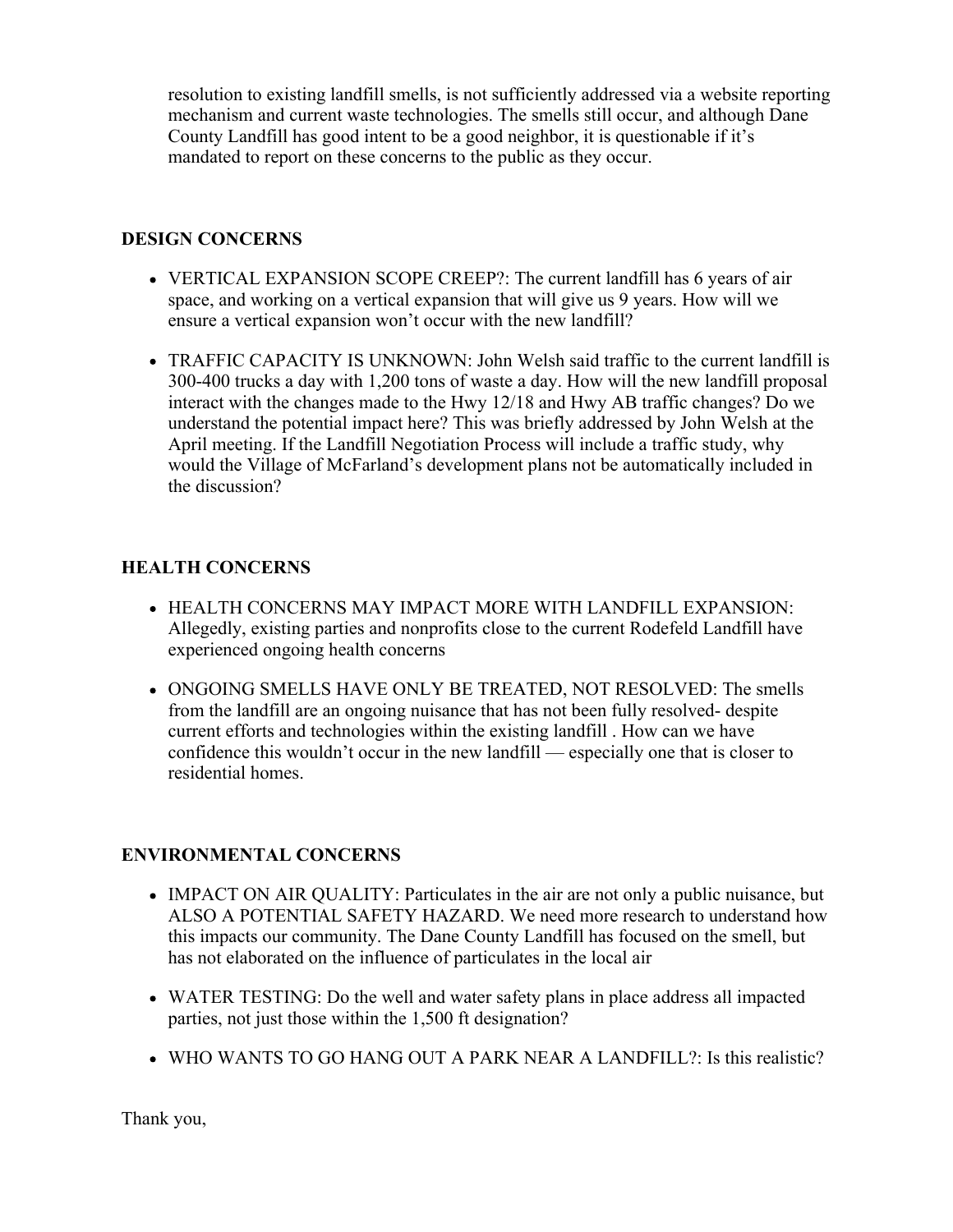resolution to existing landfill smells, is not sufficiently addressed via a website reporting mechanism and current waste technologies. The smells still occur, and although Dane County Landfill has good intent to be a good neighbor, it is questionable if it's mandated to report on these concerns to the public as they occur.

**DESIGN CONCERNS**

- VERTICAL EXPANSION SCOPE CREEP?: The current landfill has 6 years of air space, and working on a vertical expansion that will give us 9 years. How will we ensure a vertical expansion won't occur with the new landfill?
- TRAFFIC CAPACITY IS UNKNOWN: John Welsh said traffic to the current landfill is 300-400 trucks a day with 1,200 tons of waste a day. How will the new landfill proposal interact with the changes made to the Hwy 12/18 and Hwy AB traffic changes? Do we understand the potential impact here? This was briefly addressed by John Welsh at the April meeting. If the Landfill Negotiation Process will include a traffic study, why would the Village of McFarland's development plans not be automatically included in the discussion?

**HEALTH CONCERNS**

- HEALTH CONCERNS MAY IMPACT MORE WITH LANDFILL EXPANSION: Allegedly, existing parties and nonprofits close to the current Rodefeld Landfill have experienced ongoing health concerns
- ONGOING SMELLS HAVE ONLY BE TREATED, NOT RESOLVED: The smells from the landfill are an ongoing nuisance that has not been fully resolved- despite current efforts and technologies within the existing landfill . How can we have confidence this wouldn't occur in the new landfill — especially one that is closer to residential homes.

**ENVIRONMENTAL CONCERNS**

- IMPACT ON AIR QUALITY: Particulates in the air are not only a public nuisance, but ALSO A POTENTIAL SAFETY HAZARD. We need more research to understand how this impacts our community. The Dane County Landfill has focused on the smell, but has not elaborated on the influence of particulates in the local air
- WATER TESTING: Do the well and water safety plans in place address all impacted parties, not just those within the 1,500 ft designation?
- WHO WANTS TO GO HANG OUT A PARK NEAR A LANDFILL?: Is this realistic?

Thank you,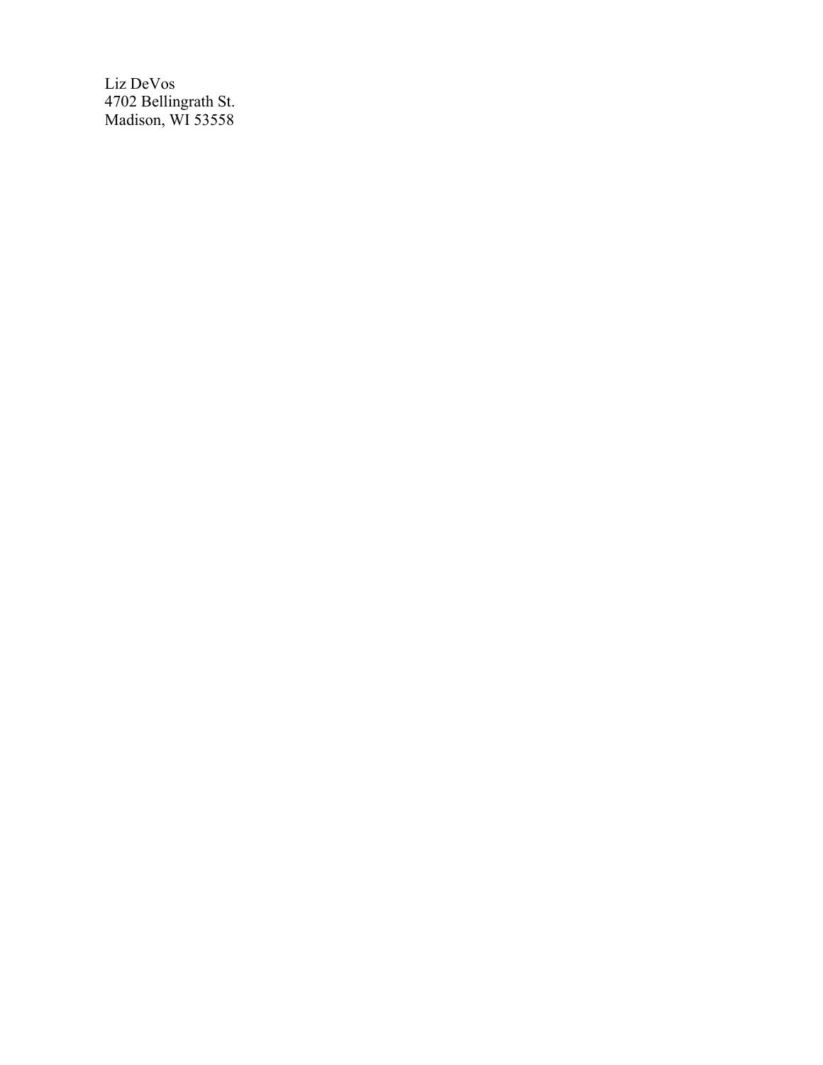Liz DeVos  
4702 Bellingrath St.  
Madison, WI 53558